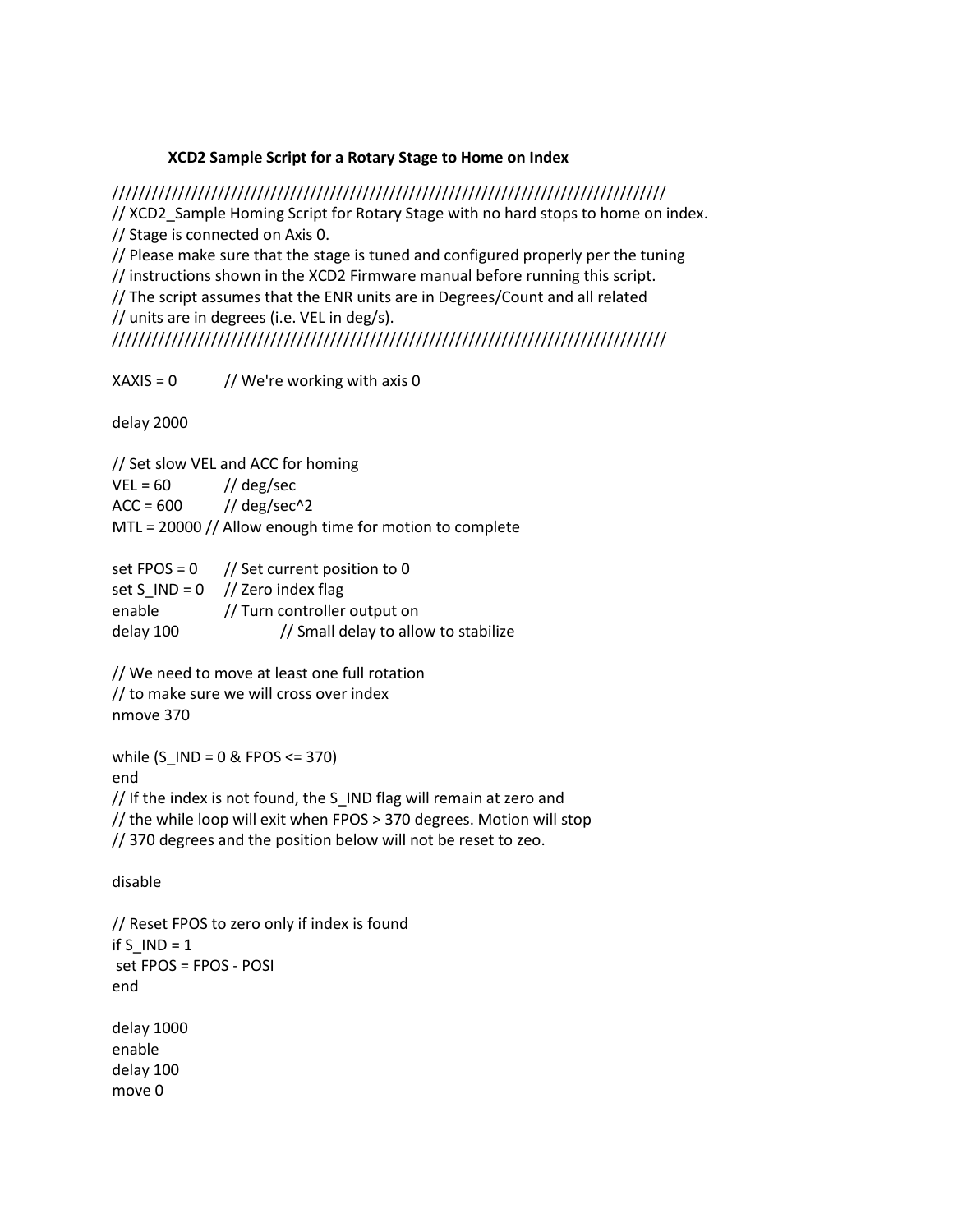**XCD2 Sample Script for a Rotary Stage to Home on Index**

```
//////////////////////////////////////////////////////////////////////////////////////
// XCD2_Sample Homing Script for Rotary Stage with no hard stops to home on index.
// Stage is connected on Axis 0.
// Please make sure that the stage is tuned and configured properly per the tuning
// instructions shown in the XCD2 Firmware manual before running this script.
// The script assumes that the ENR units are in Degrees/Count and all related
// units are in degrees (i.e. VEL in deg/s).
//////////////////////////////////////////////////////////////////////////////////////

XAXIS = 0          // We're working with axis 0

delay 2000

// Set slow VEL and ACC for homing
VEL = 60           // deg/sec
ACC = 600          // deg/sec^2
MTL = 20000 // Allow enough time for motion to complete

set FPOS = 0       // Set current position to 0
set S_IND = 0      // Zero index flag
enable             // Turn controller output on
delay 100                  // Small delay to allow to stabilize

// We need to move at least one full rotation
// to make sure we will cross over index
nmove 370

while (S_IND = 0 & FPOS <= 370)
end
// If the index is not found, the S_IND flag will remain at zero and
// the while loop will exit when FPOS > 370 degrees. Motion will stop
// 370 degrees and the position below will not be reset to zeo.

disable

// Reset FPOS to zero only if index is found
if S_IND = 1
 set FPOS = FPOS - POSI
end

delay 1000
enable
delay 100
move 0
```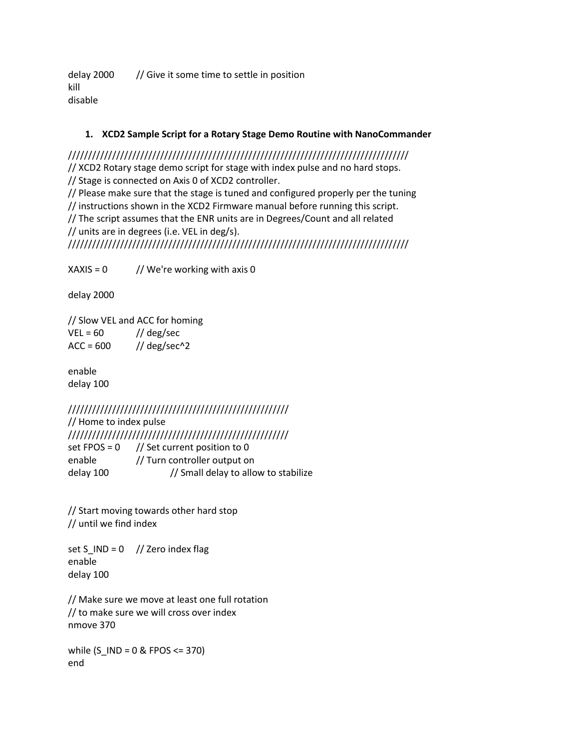```
delay 2000      // Give it some time to settle in position
kill
disable
```

### 1. XCD2 Sample Script for a Rotary Stage Demo Routine with NanoCommander

```
/////////////////////////////////////////////////////////////////////////////////////
// XCD2 Rotary stage demo script for stage with index pulse and no hard stops.
// Stage is connected on Axis 0 of XCD2 controller.
// Please make sure that the stage is tuned and configured properly per the tuning
// instructions shown in the XCD2 Firmware manual before running this script.
// The script assumes that the ENR units are in Degrees/Count and all related
// units are in degrees (i.e. VEL in deg/s).
/////////////////////////////////////////////////////////////////////////////////////

XAXIS = 0       // We're working with axis 0

delay 2000

// Slow VEL and ACC for homing
VEL = 60        // deg/sec
ACC = 600       // deg/sec^2

enable
delay 100

/////////////////////////////////////////////////////////
// Home to index pulse
/////////////////////////////////////////////////////////
set FPOS = 0    // Set current position to 0
enable          // Turn controller output on
delay 100               // Small delay to allow to stabilize


// Start moving towards other hard stop
// until we find index

set S_IND = 0   // Zero index flag
enable
delay 100

// Make sure we move at least one full rotation
// to make sure we will cross over index
nmove 370

while (S_IND = 0 & FPOS <= 370)
end
```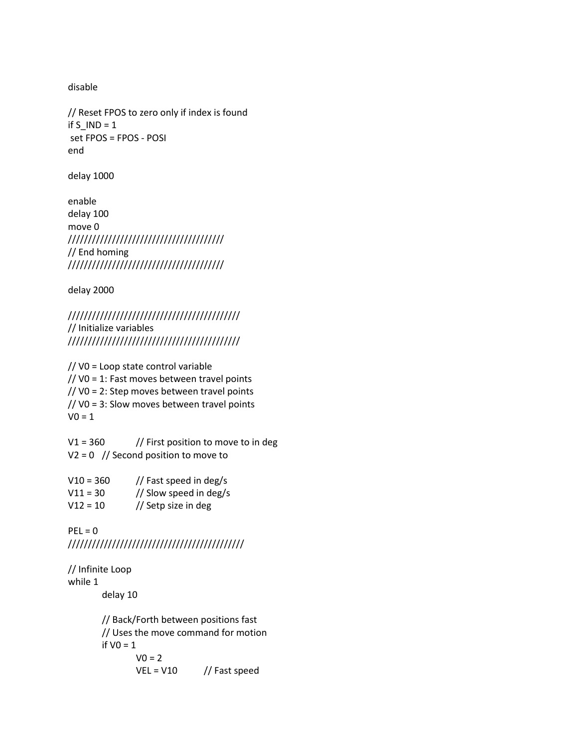```
disable

// Reset FPOS to zero only if index is found
if S_IND = 1
 set FPOS = FPOS - POSI
end

delay 1000

enable
delay 100
move 0
//////////////////////////////////////
// End homing
//////////////////////////////////////

delay 2000

//////////////////////////////////////////
// Initialize variables
//////////////////////////////////////////

// V0 = Loop state control variable
// V0 = 1: Fast moves between travel points
// V0 = 2: Step moves between travel points
// V0 = 3: Slow moves between travel points
V0 = 1

V1 = 360        // First position to move to in deg
V2 = 0   // Second position to move to

V10 = 360       // Fast speed in deg/s
V11 = 30        // Slow speed in deg/s
V12 = 10        // Setp size in deg

PEL = 0
///////////////////////////////////////////

// Infinite Loop
while 1
        delay 10

        // Back/Forth between positions fast
        // Uses the move command for motion
        if V0 = 1
                V0 = 2
                VEL = V10       // Fast speed
```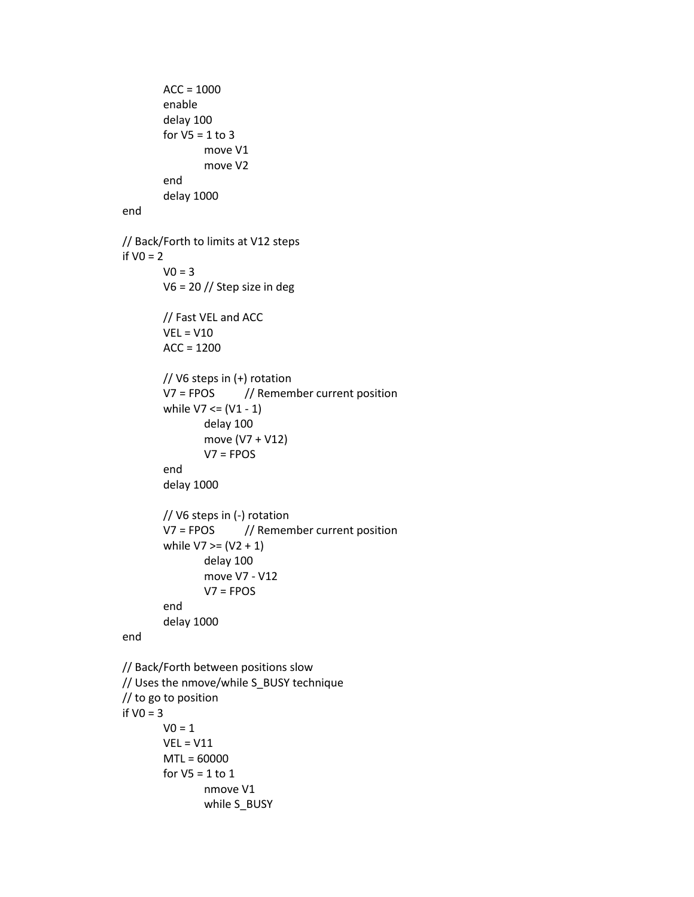```
        ACC = 1000
        enable
        delay 100
        for V5 = 1 to 3
                move V1
                move V2
        end
        delay 1000
end

// Back/Forth to limits at V12 steps
if V0 = 2
        V0 = 3
        V6 = 20 // Step size in deg

        // Fast VEL and ACC
        VEL = V10
        ACC = 1200

        // V6 steps in (+) rotation
        V7 = FPOS       // Remember current position
        while V7 <= (V1 - 1)
                delay 100
                move (V7 + V12)
                V7 = FPOS
        end
        delay 1000

        // V6 steps in (-) rotation
        V7 = FPOS       // Remember current position
        while V7 >= (V2 + 1)
                delay 100
                move V7 - V12
                V7 = FPOS
        end
        delay 1000
end

// Back/Forth between positions slow
// Uses the nmove/while S_BUSY technique
// to go to position
if V0 = 3
        V0 = 1
        VEL = V11
        MTL = 60000
        for V5 = 1 to 1
                nmove V1
                while S_BUSY
```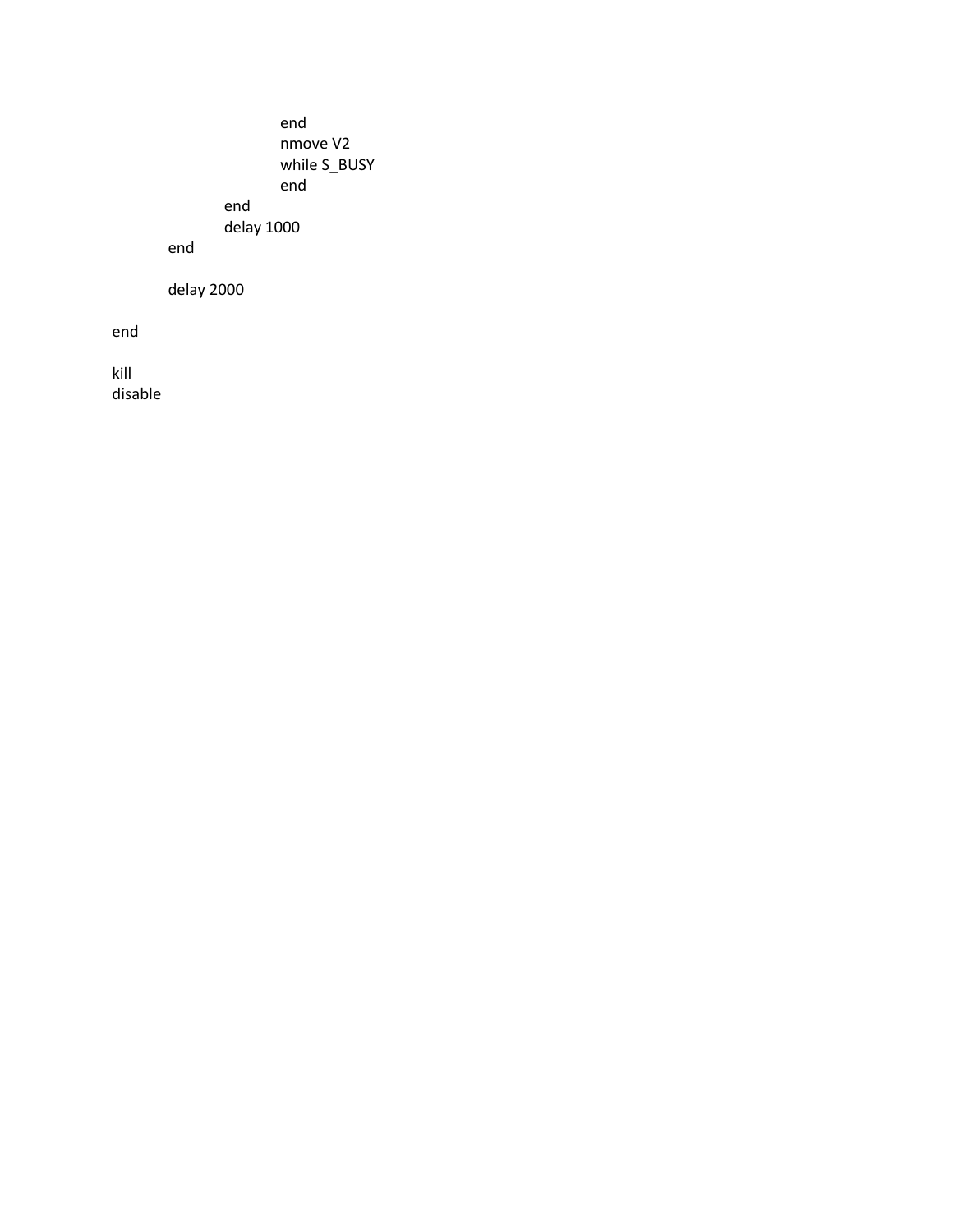```
                end
                nmove V2
                while S_BUSY
                end
            end
            delay 1000
        end

        delay 2000

end

kill
disable
```